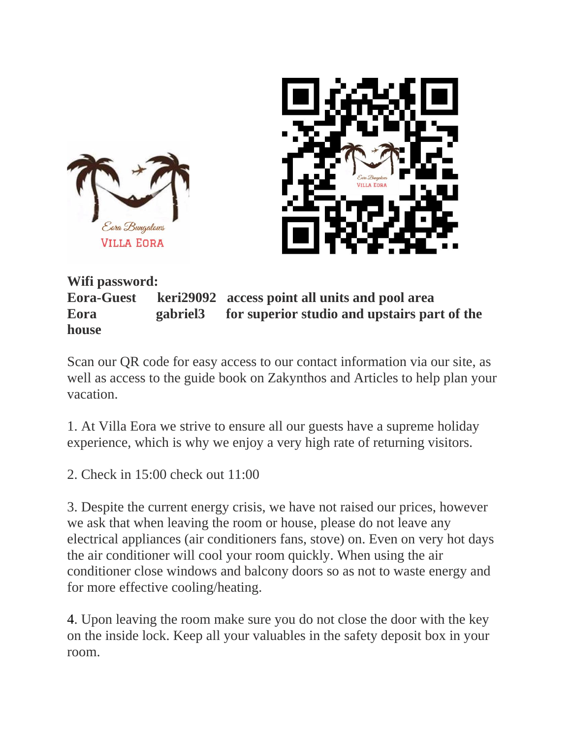**Wifi password:**
**Eora-Guest keri29092 access point all units and pool area**
**Eora gabriel3 for superior studio and upstairs part of the house**

Scan our QR code for easy access to our contact information via our site, as well as access to the guide book on Zakynthos and Articles to help plan your vacation.

1. At Villa Eora we strive to ensure all our guests have a supreme holiday experience, which is why we enjoy a very high rate of returning visitors.

2. Check in 15:00 check out 11:00

3. Despite the current energy crisis, we have not raised our prices, however we ask that when leaving the room or house, please do not leave any electrical appliances (air conditioners fans, stove) on. Even on very hot days the air conditioner will cool your room quickly. When using the air conditioner close windows and balcony doors so as not to waste energy and for more effective cooling/heating.

4. Upon leaving the room make sure you do not close the door with the key on the inside lock. Keep all your valuables in the safety deposit box in your room.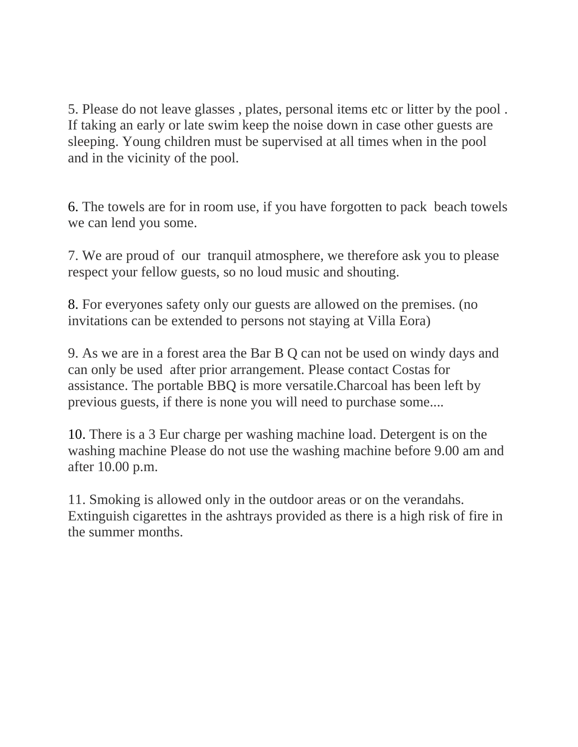5. Please do not leave glasses , plates, personal items etc or litter by the pool . If taking an early or late swim keep the noise down in case other guests are sleeping. Young children must be supervised at all times when in the pool and in the vicinity of the pool.

6. The towels are for in room use, if you have forgotten to pack beach towels we can lend you some.

7. We are proud of our tranquil atmosphere, we therefore ask you to please respect your fellow guests, so no loud music and shouting.

8. For everyones safety only our guests are allowed on the premises. (no invitations can be extended to persons not staying at Villa Eora)

9. As we are in a forest area the Bar B Q can not be used on windy days and can only be used after prior arrangement. Please contact Costas for assistance. The portable BBQ is more versatile.Charcoal has been left by previous guests, if there is none you will need to purchase some....

10. There is a 3 Eur charge per washing machine load. Detergent is on the washing machine Please do not use the washing machine before 9.00 am and after 10.00 p.m.

11. Smoking is allowed only in the outdoor areas or on the verandahs. Extinguish cigarettes in the ashtrays provided as there is a high risk of fire in the summer months.